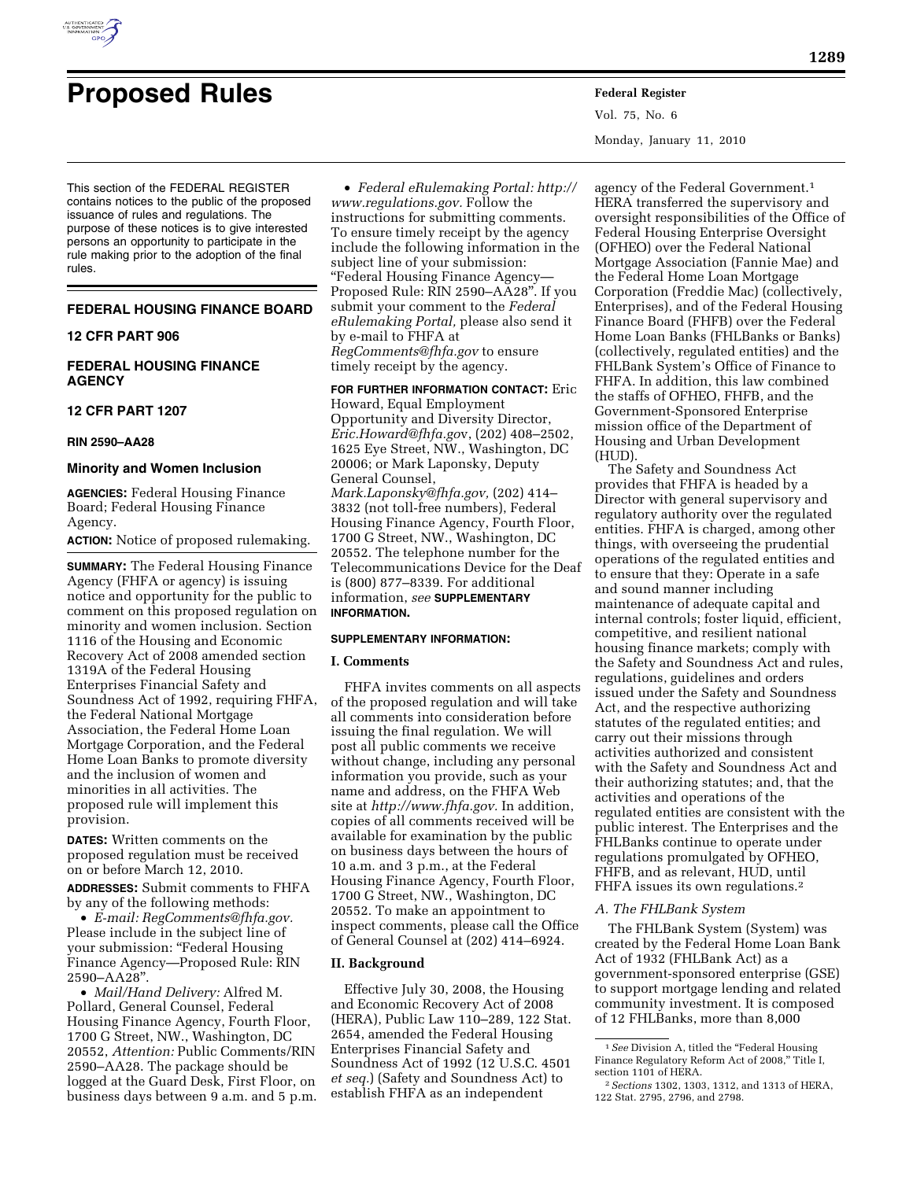# Proposed Rules

This section of the FEDERAL REGISTER contains notices to the public of the proposed issuance of rules and regulations. The purpose of these notices is to give interested persons an opportunity to participate in the rule making prior to the adoption of the final rules.

## FEDERAL HOUSING FINANCE BOARD

## 12 CFR PART 906

## FEDERAL HOUSING FINANCE AGENCY

## 12 CFR PART 1207

**RIN 2590–AA28**

### Minority and Women Inclusion

**AGENCIES:** Federal Housing Finance Board; Federal Housing Finance Agency.

**ACTION:** Notice of proposed rulemaking.

**SUMMARY:** The Federal Housing Finance Agency (FHFA or agency) is issuing notice and opportunity for the public to comment on this proposed regulation on minority and women inclusion. Section 1116 of the Housing and Economic Recovery Act of 2008 amended section 1319A of the Federal Housing Enterprises Financial Safety and Soundness Act of 1992, requiring FHFA, the Federal National Mortgage Association, the Federal Home Loan Mortgage Corporation, and the Federal Home Loan Banks to promote diversity and the inclusion of women and minorities in all activities. The proposed rule will implement this provision.

**DATES:** Written comments on the proposed regulation must be received on or before March 12, 2010.

**ADDRESSES:** Submit comments to FHFA by any of the following methods:

- *E-mail: RegComments@fhfa.gov.* Please include in the subject line of your submission: "Federal Housing Finance Agency—Proposed Rule: RIN 2590–AA28".
- *Mail/Hand Delivery:* Alfred M. Pollard, General Counsel, Federal Housing Finance Agency, Fourth Floor, 1700 G Street, NW., Washington, DC 20552, *Attention:* Public Comments/RIN 2590–AA28. The package should be logged at the Guard Desk, First Floor, on business days between 9 a.m. and 5 p.m.
- *Federal eRulemaking Portal: http://www.regulations.gov.* Follow the instructions for submitting comments. To ensure timely receipt by the agency include the following information in the subject line of your submission: "Federal Housing Finance Agency—Proposed Rule: RIN 2590–AA28". If you submit your comment to the *Federal eRulemaking Portal,* please also send it by e-mail to FHFA at *RegComments@fhfa.gov* to ensure timely receipt by the agency.

**FOR FURTHER INFORMATION CONTACT:** Eric Howard, Equal Employment Opportunity and Diversity Director, *Eric.Howard@fhfa.gov*, (202) 408–2502, 1625 Eye Street, NW., Washington, DC 20006; or Mark Laponsky, Deputy General Counsel, *Mark.Laponsky@fhfa.gov,* (202) 414–3832 (not toll-free numbers), Federal Housing Finance Agency, Fourth Floor, 1700 G Street, NW., Washington, DC 20552. The telephone number for the Telecommunications Device for the Deaf is (800) 877–8339. For additional information, *see* **SUPPLEMENTARY INFORMATION.**

**SUPPLEMENTARY INFORMATION:**

## I. Comments

FHFA invites comments on all aspects of the proposed regulation and will take all comments into consideration before issuing the final regulation. We will post all public comments we receive without change, including any personal information you provide, such as your name and address, on the FHFA Web site at *http://www.fhfa.gov.* In addition, copies of all comments received will be available for examination by the public on business days between the hours of 10 a.m. and 3 p.m., at the Federal Housing Finance Agency, Fourth Floor, 1700 G Street, NW., Washington, DC 20552. To make an appointment to inspect comments, please call the Office of General Counsel at (202) 414–6924.

## II. Background

Effective July 30, 2008, the Housing and Economic Recovery Act of 2008 (HERA), Public Law 110–289, 122 Stat. 2654, amended the Federal Housing Enterprises Financial Safety and Soundness Act of 1992 (12 U.S.C. 4501 *et seq.*) (Safety and Soundness Act) to establish FHFA as an independent agency of the Federal Government.[1] HERA transferred the supervisory and oversight responsibilities of the Office of Federal Housing Enterprise Oversight (OFHEO) over the Federal National Mortgage Association (Fannie Mae) and the Federal Home Loan Mortgage Corporation (Freddie Mac) (collectively, Enterprises), and of the Federal Housing Finance Board (FHFB) over the Federal Home Loan Banks (FHLBanks or Banks) (collectively, regulated entities) and the FHLBank System's Office of Finance to FHFA. In addition, this law combined the staffs of OFHEO, FHFB, and the Government-Sponsored Enterprise mission office of the Department of Housing and Urban Development (HUD).

The Safety and Soundness Act provides that FHFA is headed by a Director with general supervisory and regulatory authority over the regulated entities. FHFA is charged, among other things, with overseeing the prudential operations of the regulated entities and to ensure that they: Operate in a safe and sound manner including maintenance of adequate capital and internal controls; foster liquid, efficient, competitive, and resilient national housing finance markets; comply with the Safety and Soundness Act and rules, regulations, guidelines and orders issued under the Safety and Soundness Act, and the respective authorizing statutes of the regulated entities; and carry out their missions through activities authorized and consistent with the Safety and Soundness Act and their authorizing statutes; and, that the activities and operations of the regulated entities are consistent with the public interest. The Enterprises and the FHLBanks continue to operate under regulations promulgated by OFHEO, FHFB, and as relevant, HUD, until FHFA issues its own regulations.[2]

### *A. The FHLBank System*

The FHLBank System (System) was created by the Federal Home Loan Bank Act of 1932 (FHLBank Act) as a government-sponsored enterprise (GSE) to support mortgage lending and related community investment. It is composed of 12 FHLBanks, more than 8,000

---

[1] *See* Division A, titled the "Federal Housing Finance Regulatory Reform Act of 2008," Title I, section 1101 of HERA.

[2] *Sections* 1302, 1303, 1312, and 1313 of HERA, 122 Stat. 2795, 2796, and 2798.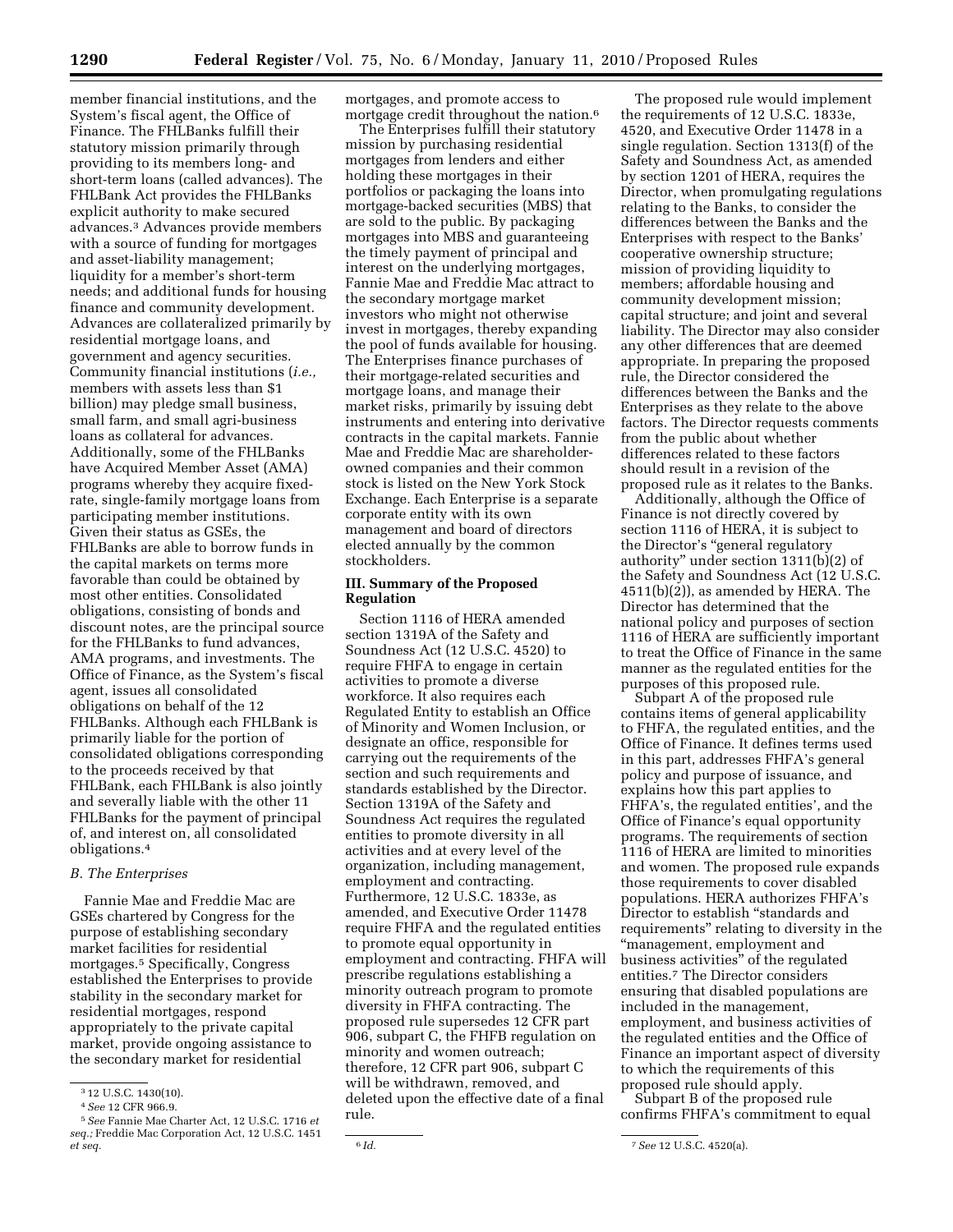member financial institutions, and the System's fiscal agent, the Office of Finance. The FHLBanks fulfill their statutory mission primarily through providing to its members long- and short-term loans (called advances). The FHLBank Act provides the FHLBanks explicit authority to make secured advances.[3] Advances provide members with a source of funding for mortgages and asset-liability management; liquidity for a member's short-term needs; and additional funds for housing finance and community development. Advances are collateralized primarily by residential mortgage loans, and government and agency securities. Community financial institutions (*i.e.,* members with assets less than $1 billion) may pledge small business, small farm, and small agri-business loans as collateral for advances. Additionally, some of the FHLBanks have Acquired Member Asset (AMA) programs whereby they acquire fixed-rate, single-family mortgage loans from participating member institutions. Given their status as GSEs, the FHLBanks are able to borrow funds in the capital markets on terms more favorable than could be obtained by most other entities. Consolidated obligations, consisting of bonds and discount notes, are the principal source for the FHLBanks to fund advances, AMA programs, and investments. The Office of Finance, as the System's fiscal agent, issues all consolidated obligations on behalf of the 12 FHLBanks. Although each FHLBank is primarily liable for the portion of consolidated obligations corresponding to the proceeds received by that FHLBank, each FHLBank is also jointly and severally liable with the other 11 FHLBanks for the payment of principal of, and interest on, all consolidated obligations.[4]

### *B. The Enterprises*

Fannie Mae and Freddie Mac are GSEs chartered by Congress for the purpose of establishing secondary market facilities for residential mortgages.[5] Specifically, Congress established the Enterprises to provide stability in the secondary market for residential mortgages, respond appropriately to the private capital market, provide ongoing assistance to the secondary market for residential mortgages, and promote access to mortgage credit throughout the nation.[6]

The Enterprises fulfill their statutory mission by purchasing residential mortgages from lenders and either holding these mortgages in their portfolios or packaging the loans into mortgage-backed securities (MBS) that are sold to the public. By packaging mortgages into MBS and guaranteeing the timely payment of principal and interest on the underlying mortgages, Fannie Mae and Freddie Mac attract to the secondary mortgage market investors who might not otherwise invest in mortgages, thereby expanding the pool of funds available for housing. The Enterprises finance purchases of their mortgage-related securities and mortgage loans, and manage their market risks, primarily by issuing debt instruments and entering into derivative contracts in the capital markets. Fannie Mae and Freddie Mac are shareholder-owned companies and their common stock is listed on the New York Stock Exchange. Each Enterprise is a separate corporate entity with its own management and board of directors elected annually by the common stockholders.

## III. Summary of the Proposed Regulation

Section 1116 of HERA amended section 1319A of the Safety and Soundness Act (12 U.S.C. 4520) to require FHFA to engage in certain activities to promote a diverse workforce. It also requires each Regulated Entity to establish an Office of Minority and Women Inclusion, or designate an office, responsible for carrying out the requirements of the section and such requirements and standards established by the Director. Section 1319A of the Safety and Soundness Act requires the regulated entities to promote diversity in all activities and at every level of the organization, including management, employment and contracting. Furthermore, 12 U.S.C. 1833e, as amended, and Executive Order 11478 require FHFA and the regulated entities to promote equal opportunity in employment and contracting. FHFA will prescribe regulations establishing a minority outreach program to promote diversity in FHFA contracting. The proposed rule supersedes 12 CFR part 906, subpart C, the FHFB regulation on minority and women outreach; therefore, 12 CFR part 906, subpart C will be withdrawn, removed, and deleted upon the effective date of a final rule.

The proposed rule would implement the requirements of 12 U.S.C. 1833e, 4520, and Executive Order 11478 in a single regulation. Section 1313(f) of the Safety and Soundness Act, as amended by section 1201 of HERA, requires the Director, when promulgating regulations relating to the Banks, to consider the differences between the Banks and the Enterprises with respect to the Banks' cooperative ownership structure; mission of providing liquidity to members; affordable housing and community development mission; capital structure; and joint and several liability. The Director may also consider any other differences that are deemed appropriate. In preparing the proposed rule, the Director considered the differences between the Banks and the Enterprises as they relate to the above factors. The Director requests comments from the public about whether differences related to these factors should result in a revision of the proposed rule as it relates to the Banks.

Additionally, although the Office of Finance is not directly covered by section 1116 of HERA, it is subject to the Director's "general regulatory authority" under section 1311(b)(2) of the Safety and Soundness Act (12 U.S.C. 4511(b)(2)), as amended by HERA. The Director has determined that the national policy and purposes of section 1116 of HERA are sufficiently important to treat the Office of Finance in the same manner as the regulated entities for the purposes of this proposed rule.

Subpart A of the proposed rule contains items of general applicability to FHFA, the regulated entities, and the Office of Finance. It defines terms used in this part, addresses FHFA's general policy and purpose of issuance, and explains how this part applies to FHFA's, the regulated entities', and the Office of Finance's equal opportunity programs. The requirements of section 1116 of HERA are limited to minorities and women. The proposed rule expands those requirements to cover disabled populations. HERA authorizes FHFA's Director to establish "standards and requirements" relating to diversity in the "management, employment and business activities" of the regulated entities.[7] The Director considers ensuring that disabled populations are included in the management, employment, and business activities of the regulated entities and the Office of Finance an important aspect of diversity to which the requirements of this proposed rule should apply.

Subpart B of the proposed rule confirms FHFA's commitment to equal

---

[3] 12 U.S.C. 1430(10).

[4] *See* 12 CFR 966.9.

[5] *See* Fannie Mae Charter Act, 12 U.S.C. 1716 *et seq.;* Freddie Mac Corporation Act, 12 U.S.C. 1451 *et seq.*

[6] *Id.*

[7] *See* 12 U.S.C. 4520(a).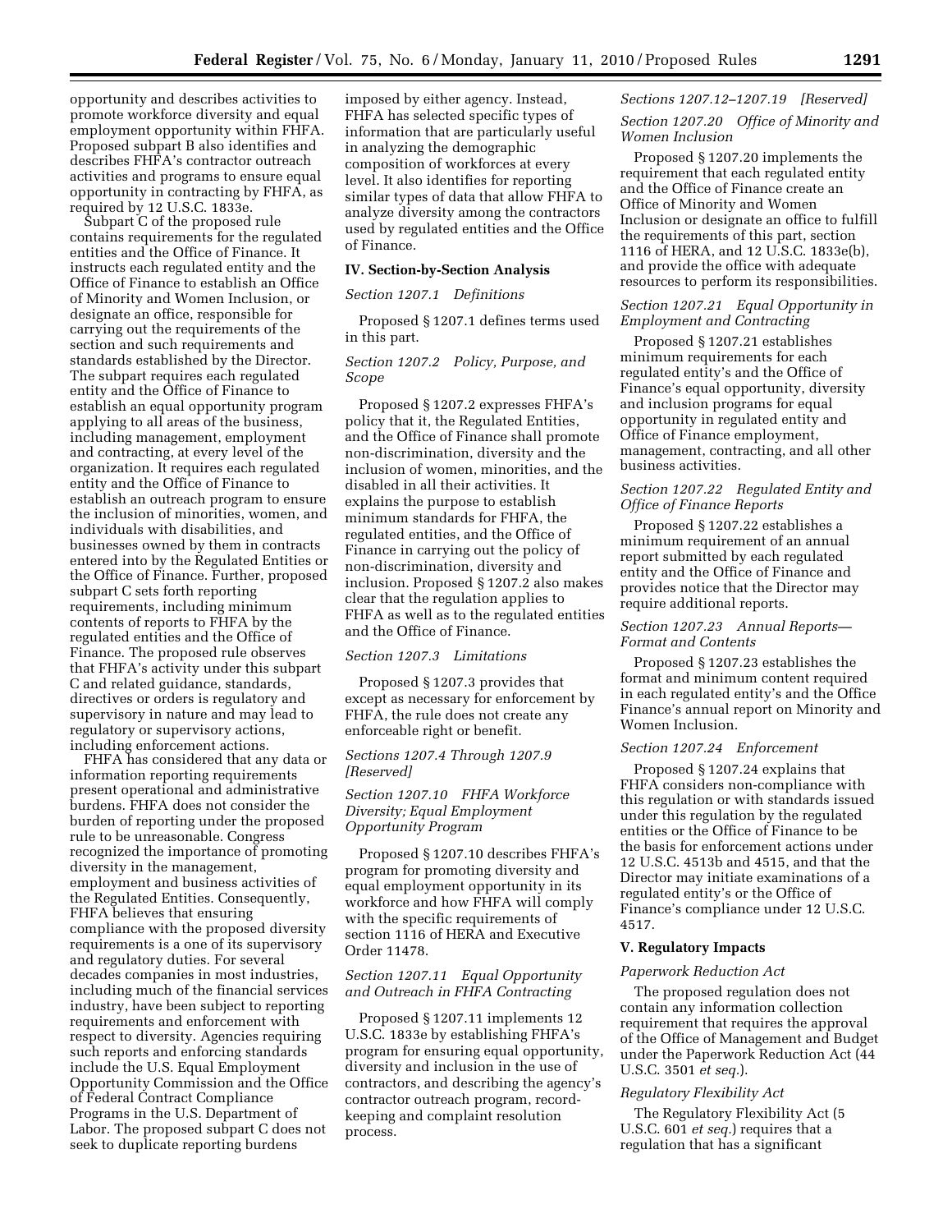opportunity and describes activities to promote workforce diversity and equal employment opportunity within FHFA. Proposed subpart B also identifies and describes FHFA's contractor outreach activities and programs to ensure equal opportunity in contracting by FHFA, as required by 12 U.S.C. 1833e.

Subpart C of the proposed rule contains requirements for the regulated entities and the Office of Finance. It instructs each regulated entity and the Office of Finance to establish an Office of Minority and Women Inclusion, or designate an office, responsible for carrying out the requirements of the section and such requirements and standards established by the Director. The subpart requires each regulated entity and the Office of Finance to establish an equal opportunity program applying to all areas of the business, including management, employment and contracting, at every level of the organization. It requires each regulated entity and the Office of Finance to establish an outreach program to ensure the inclusion of minorities, women, and individuals with disabilities, and businesses owned by them in contracts entered into by the Regulated Entities or the Office of Finance. Further, proposed subpart C sets forth reporting requirements, including minimum contents of reports to FHFA by the regulated entities and the Office of Finance. The proposed rule observes that FHFA's activity under this subpart C and related guidance, standards, directives or orders is regulatory and supervisory in nature and may lead to regulatory or supervisory actions, including enforcement actions.

FHFA has considered that any data or information reporting requirements present operational and administrative burdens. FHFA does not consider the burden of reporting under the proposed rule to be unreasonable. Congress recognized the importance of promoting diversity in the management, employment and business activities of the Regulated Entities. Consequently, FHFA believes that ensuring compliance with the proposed diversity requirements is a one of its supervisory and regulatory duties. For several decades companies in most industries, including much of the financial services industry, have been subject to reporting requirements and enforcement with respect to diversity. Agencies requiring such reports and enforcing standards include the U.S. Equal Employment Opportunity Commission and the Office of Federal Contract Compliance Programs in the U.S. Department of Labor. The proposed subpart C does not seek to duplicate reporting burdens imposed by either agency. Instead, FHFA has selected specific types of information that are particularly useful in analyzing the demographic composition of workforces at every level. It also identifies for reporting similar types of data that allow FHFA to analyze diversity among the contractors used by regulated entities and the Office of Finance.

## IV. Section-by-Section Analysis

*Section 1207.1 Definitions*

Proposed § 1207.1 defines terms used in this part.

*Section 1207.2 Policy, Purpose, and Scope*

Proposed § 1207.2 expresses FHFA's policy that it, the Regulated Entities, and the Office of Finance shall promote non-discrimination, diversity and the inclusion of women, minorities, and the disabled in all their activities. It explains the purpose to establish minimum standards for FHFA, the regulated entities, and the Office of Finance in carrying out the policy of non-discrimination, diversity and inclusion. Proposed § 1207.2 also makes clear that the regulation applies to FHFA as well as to the regulated entities and the Office of Finance.

*Section 1207.3 Limitations*

Proposed § 1207.3 provides that except as necessary for enforcement by FHFA, the rule does not create any enforceable right or benefit.

*Sections 1207.4 Through 1207.9 [Reserved]*

*Section 1207.10 FHFA Workforce Diversity; Equal Employment Opportunity Program*

Proposed § 1207.10 describes FHFA's program for promoting diversity and equal employment opportunity in its workforce and how FHFA will comply with the specific requirements of section 1116 of HERA and Executive Order 11478.

*Section 1207.11 Equal Opportunity and Outreach in FHFA Contracting*

Proposed § 1207.11 implements 12 U.S.C. 1833e by establishing FHFA's program for ensuring equal opportunity, diversity and inclusion in the use of contractors, and describing the agency's contractor outreach program, record-keeping and complaint resolution process.

*Sections 1207.12–1207.19 [Reserved]*

*Section 1207.20 Office of Minority and Women Inclusion*

Proposed § 1207.20 implements the requirement that each regulated entity and the Office of Finance create an Office of Minority and Women Inclusion or designate an office to fulfill the requirements of this part, section 1116 of HERA, and 12 U.S.C. 1833e(b), and provide the office with adequate resources to perform its responsibilities.

*Section 1207.21 Equal Opportunity in Employment and Contracting*

Proposed § 1207.21 establishes minimum requirements for each regulated entity's and the Office of Finance's equal opportunity, diversity and inclusion programs for equal opportunity in regulated entity and Office of Finance employment, management, contracting, and all other business activities.

*Section 1207.22 Regulated Entity and Office of Finance Reports*

Proposed § 1207.22 establishes a minimum requirement of an annual report submitted by each regulated entity and the Office of Finance and provides notice that the Director may require additional reports.

*Section 1207.23 Annual Reports—Format and Contents*

Proposed § 1207.23 establishes the format and minimum content required in each regulated entity's and the Office Finance's annual report on Minority and Women Inclusion.

*Section 1207.24 Enforcement*

Proposed § 1207.24 explains that FHFA considers non-compliance with this regulation or with standards issued under this regulation by the regulated entities or the Office of Finance to be the basis for enforcement actions under 12 U.S.C. 4513b and 4515, and that the Director may initiate examinations of a regulated entity's or the Office of Finance's compliance under 12 U.S.C. 4517.

## V. Regulatory Impacts

*Paperwork Reduction Act*

The proposed regulation does not contain any information collection requirement that requires the approval of the Office of Management and Budget under the Paperwork Reduction Act (44 U.S.C. 3501 *et seq.*).

*Regulatory Flexibility Act*

The Regulatory Flexibility Act (5 U.S.C. 601 *et seq.*) requires that a regulation that has a significant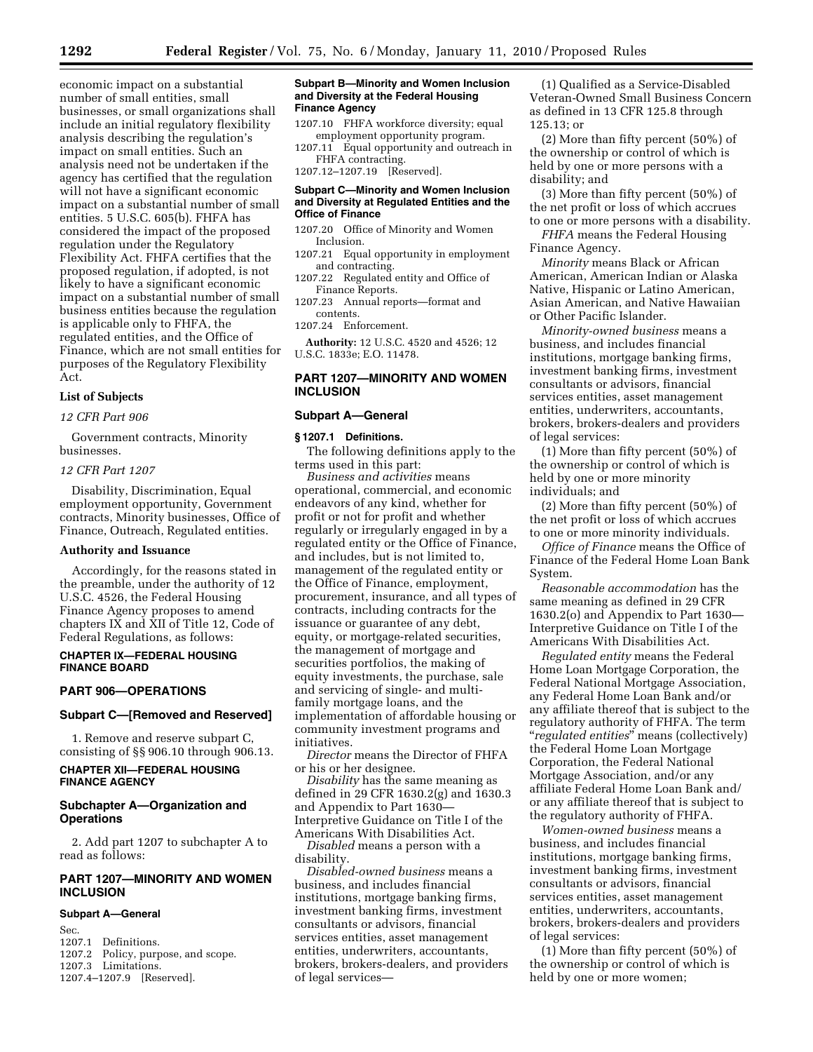economic impact on a substantial number of small entities, small businesses, or small organizations shall include an initial regulatory flexibility analysis describing the regulation's impact on small entities. Such an analysis need not be undertaken if the agency has certified that the regulation will not have a significant economic impact on a substantial number of small entities. 5 U.S.C. 605(b). FHFA has considered the impact of the proposed regulation under the Regulatory Flexibility Act. FHFA certifies that the proposed regulation, if adopted, is not likely to have a significant economic impact on a substantial number of small business entities because the regulation is applicable only to FHFA, the regulated entities, and the Office of Finance, which are not small entities for purposes of the Regulatory Flexibility Act.

### List of Subjects

*12 CFR Part 906*

Government contracts, Minority businesses.

*12 CFR Part 1207*

Disability, Discrimination, Equal employment opportunity, Government contracts, Minority businesses, Office of Finance, Outreach, Regulated entities.

### Authority and Issuance

Accordingly, for the reasons stated in the preamble, under the authority of 12 U.S.C. 4526, the Federal Housing Finance Agency proposes to amend chapters IX and XII of Title 12, Code of Federal Regulations, as follows:

## CHAPTER IX—FEDERAL HOUSING FINANCE BOARD

## PART 906—OPERATIONS

### Subpart C—[Removed and Reserved]

1. Remove and reserve subpart C, consisting of §§ 906.10 through 906.13.

## CHAPTER XII—FEDERAL HOUSING FINANCE AGENCY

### Subchapter A—Organization and Operations

2. Add part 1207 to subchapter A to read as follows:

## PART 1207—MINORITY AND WOMEN INCLUSION

#### Subpart A—General

Sec.
1207.1 Definitions.
1207.2 Policy, purpose, and scope.
1207.3 Limitations.
1207.4–1207.9 [Reserved].

#### Subpart B—Minority and Women Inclusion and Diversity at the Federal Housing Finance Agency

1207.10 FHFA workforce diversity; equal employment opportunity program.
1207.11 Equal opportunity and outreach in FHFA contracting.
1207.12–1207.19 [Reserved].

#### Subpart C—Minority and Women Inclusion and Diversity at Regulated Entities and the Office of Finance

1207.20 Office of Minority and Women Inclusion.
1207.21 Equal opportunity in employment and contracting.
1207.22 Regulated entity and Office of Finance Reports.
1207.23 Annual reports—format and contents.
1207.24 Enforcement.

**Authority:** 12 U.S.C. 4520 and 4526; 12 U.S.C. 1833e; E.O. 11478.

## PART 1207—MINORITY AND WOMEN INCLUSION

### Subpart A—General

#### § 1207.1 Definitions.

The following definitions apply to the terms used in this part:

*Business and activities* means operational, commercial, and economic endeavors of any kind, whether for profit or not for profit and whether regularly or irregularly engaged in by a regulated entity or the Office of Finance, and includes, but is not limited to, management of the regulated entity or the Office of Finance, employment, procurement, insurance, and all types of contracts, including contracts for the issuance or guarantee of any debt, equity, or mortgage-related securities, the management of mortgage and securities portfolios, the making of equity investments, the purchase, sale and servicing of single- and multi-family mortgage loans, and the implementation of affordable housing or community investment programs and initiatives.

*Director* means the Director of FHFA or his or her designee.

*Disability* has the same meaning as defined in 29 CFR 1630.2(g) and 1630.3 and Appendix to Part 1630—Interpretive Guidance on Title I of the Americans With Disabilities Act.

*Disabled* means a person with a disability.

*Disabled-owned business* means a business, and includes financial institutions, mortgage banking firms, investment banking firms, investment consultants or advisors, financial services entities, asset management entities, underwriters, accountants, brokers, brokers-dealers, and providers of legal services—

(1) Qualified as a Service-Disabled Veteran-Owned Small Business Concern as defined in 13 CFR 125.8 through 125.13; or

(2) More than fifty percent (50%) of the ownership or control of which is held by one or more persons with a disability; and

(3) More than fifty percent (50%) of the net profit or loss of which accrues to one or more persons with a disability.

*FHFA* means the Federal Housing Finance Agency.

*Minority* means Black or African American, American Indian or Alaska Native, Hispanic or Latino American, Asian American, and Native Hawaiian or Other Pacific Islander.

*Minority-owned business* means a business, and includes financial institutions, mortgage banking firms, investment banking firms, investment consultants or advisors, financial services entities, asset management entities, underwriters, accountants, brokers, brokers-dealers and providers of legal services:

(1) More than fifty percent (50%) of the ownership or control of which is held by one or more minority individuals; and

(2) More than fifty percent (50%) of the net profit or loss of which accrues to one or more minority individuals.

*Office of Finance* means the Office of Finance of the Federal Home Loan Bank System.

*Reasonable accommodation* has the same meaning as defined in 29 CFR 1630.2(o) and Appendix to Part 1630—Interpretive Guidance on Title I of the Americans With Disabilities Act.

*Regulated entity* means the Federal Home Loan Mortgage Corporation, the Federal National Mortgage Association, any Federal Home Loan Bank and/or any affiliate thereof that is subject to the regulatory authority of FHFA. The term "*regulated entities*" means (collectively) the Federal Home Loan Mortgage Corporation, the Federal National Mortgage Association, and/or any affiliate Federal Home Loan Bank and/or any affiliate thereof that is subject to the regulatory authority of FHFA.

*Women-owned business* means a business, and includes financial institutions, mortgage banking firms, investment banking firms, investment consultants or advisors, financial services entities, asset management entities, underwriters, accountants, brokers, brokers-dealers and providers of legal services:

(1) More than fifty percent (50%) of the ownership or control of which is held by one or more women;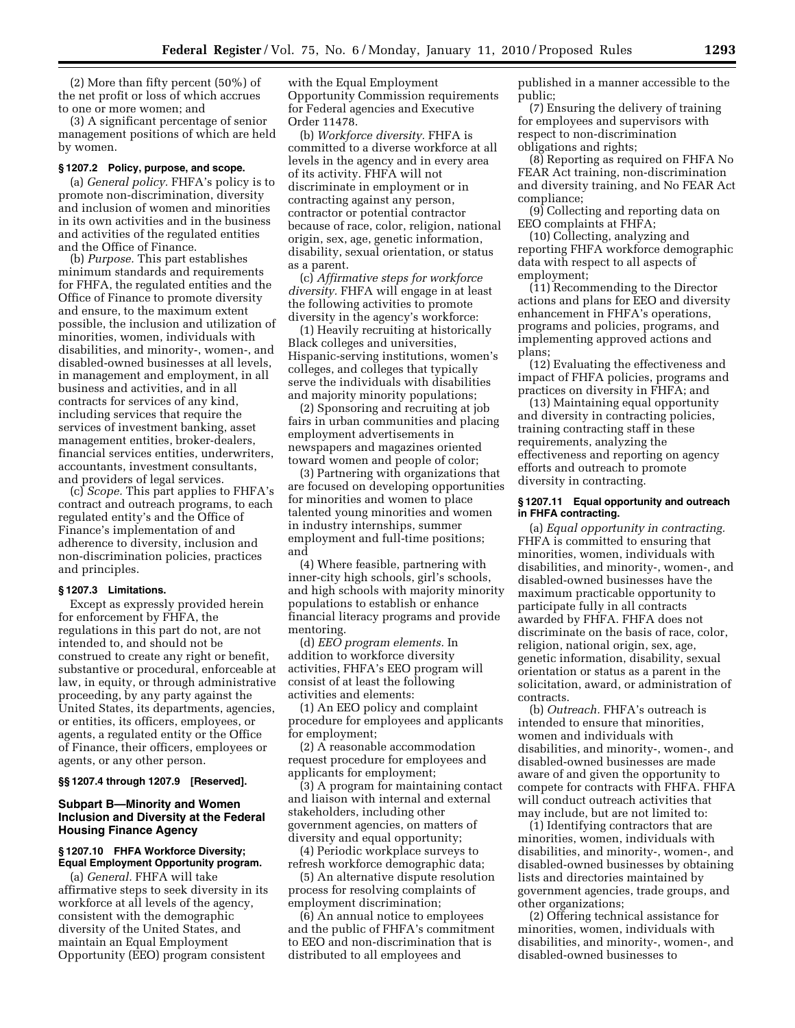(2) More than fifty percent (50%) of the net profit or loss of which accrues to one or more women; and

(3) A significant percentage of senior management positions of which are held by women.

### § 1207.2 Policy, purpose, and scope.

(a) *General policy.* FHFA's policy is to promote non-discrimination, diversity and inclusion of women and minorities in its own activities and in the business and activities of the regulated entities and the Office of Finance.

(b) *Purpose.* This part establishes minimum standards and requirements for FHFA, the regulated entities and the Office of Finance to promote diversity and ensure, to the maximum extent possible, the inclusion and utilization of minorities, women, individuals with disabilities, and minority-, women-, and disabled-owned businesses at all levels, in management and employment, in all business and activities, and in all contracts for services of any kind, including services that require the services of investment banking, asset management entities, broker-dealers, financial services entities, underwriters, accountants, investment consultants, and providers of legal services.

(c) *Scope.* This part applies to FHFA's contract and outreach programs, to each regulated entity's and the Office of Finance's implementation of and adherence to diversity, inclusion and non-discrimination policies, practices and principles.

### § 1207.3 Limitations.

Except as expressly provided herein for enforcement by FHFA, the regulations in this part do not, are not intended to, and should not be construed to create any right or benefit, substantive or procedural, enforceable at law, in equity, or through administrative proceeding, by any party against the United States, its departments, agencies, or entities, its officers, employees, or agents, a regulated entity or the Office of Finance, their officers, employees or agents, or any other person.

### §§ 1207.4 through 1207.9 [Reserved].

## Subpart B—Minority and Women Inclusion and Diversity at the Federal Housing Finance Agency

### § 1207.10 FHFA Workforce Diversity; Equal Employment Opportunity program.

(a) *General.* FHFA will take affirmative steps to seek diversity in its workforce at all levels of the agency, consistent with the demographic diversity of the United States, and maintain an Equal Employment Opportunity (EEO) program consistent with the Equal Employment Opportunity Commission requirements for Federal agencies and Executive Order 11478.

(b) *Workforce diversity.* FHFA is committed to a diverse workforce at all levels in the agency and in every area of its activity. FHFA will not discriminate in employment or in contracting against any person, contractor or potential contractor because of race, color, religion, national origin, sex, age, genetic information, disability, sexual orientation, or status as a parent.

(c) *Affirmative steps for workforce diversity.* FHFA will engage in at least the following activities to promote diversity in the agency's workforce:

(1) Heavily recruiting at historically Black colleges and universities, Hispanic-serving institutions, women's colleges, and colleges that typically serve the individuals with disabilities and majority minority populations;

(2) Sponsoring and recruiting at job fairs in urban communities and placing employment advertisements in newspapers and magazines oriented toward women and people of color;

(3) Partnering with organizations that are focused on developing opportunities for minorities and women to place talented young minorities and women in industry internships, summer employment and full-time positions; and

(4) Where feasible, partnering with inner-city high schools, girl's schools, and high schools with majority minority populations to establish or enhance financial literacy programs and provide mentoring.

(d) *EEO program elements.* In addition to workforce diversity activities, FHFA's EEO program will consist of at least the following activities and elements:

(1) An EEO policy and complaint procedure for employees and applicants for employment;

(2) A reasonable accommodation request procedure for employees and applicants for employment;

(3) A program for maintaining contact and liaison with internal and external stakeholders, including other government agencies, on matters of diversity and equal opportunity;

(4) Periodic workplace surveys to refresh workforce demographic data;

(5) An alternative dispute resolution process for resolving complaints of employment discrimination;

(6) An annual notice to employees and the public of FHFA's commitment to EEO and non-discrimination that is distributed to all employees and published in a manner accessible to the public;

(7) Ensuring the delivery of training for employees and supervisors with respect to non-discrimination obligations and rights;

(8) Reporting as required on FHFA No FEAR Act training, non-discrimination and diversity training, and No FEAR Act compliance;

(9) Collecting and reporting data on EEO complaints at FHFA;

(10) Collecting, analyzing and reporting FHFA workforce demographic data with respect to all aspects of employment;

(11) Recommending to the Director actions and plans for EEO and diversity enhancement in FHFA's operations, programs and policies, programs, and implementing approved actions and plans;

(12) Evaluating the effectiveness and impact of FHFA policies, programs and practices on diversity in FHFA; and

(13) Maintaining equal opportunity and diversity in contracting policies, training contracting staff in these requirements, analyzing the effectiveness and reporting on agency efforts and outreach to promote diversity in contracting.

### § 1207.11 Equal opportunity and outreach in FHFA contracting.

(a) *Equal opportunity in contracting.* FHFA is committed to ensuring that minorities, women, individuals with disabilities, and minority-, women-, and disabled-owned businesses have the maximum practicable opportunity to participate fully in all contracts awarded by FHFA. FHFA does not discriminate on the basis of race, color, religion, national origin, sex, age, genetic information, disability, sexual orientation or status as a parent in the solicitation, award, or administration of contracts.

(b) *Outreach.* FHFA's outreach is intended to ensure that minorities, women and individuals with disabilities, and minority-, women-, and disabled-owned businesses are made aware of and given the opportunity to compete for contracts with FHFA. FHFA will conduct outreach activities that may include, but are not limited to:

(1) Identifying contractors that are minorities, women, individuals with disabilities, and minority-, women-, and disabled-owned businesses by obtaining lists and directories maintained by government agencies, trade groups, and other organizations;

(2) Offering technical assistance for minorities, women, individuals with disabilities, and minority-, women-, and disabled-owned businesses to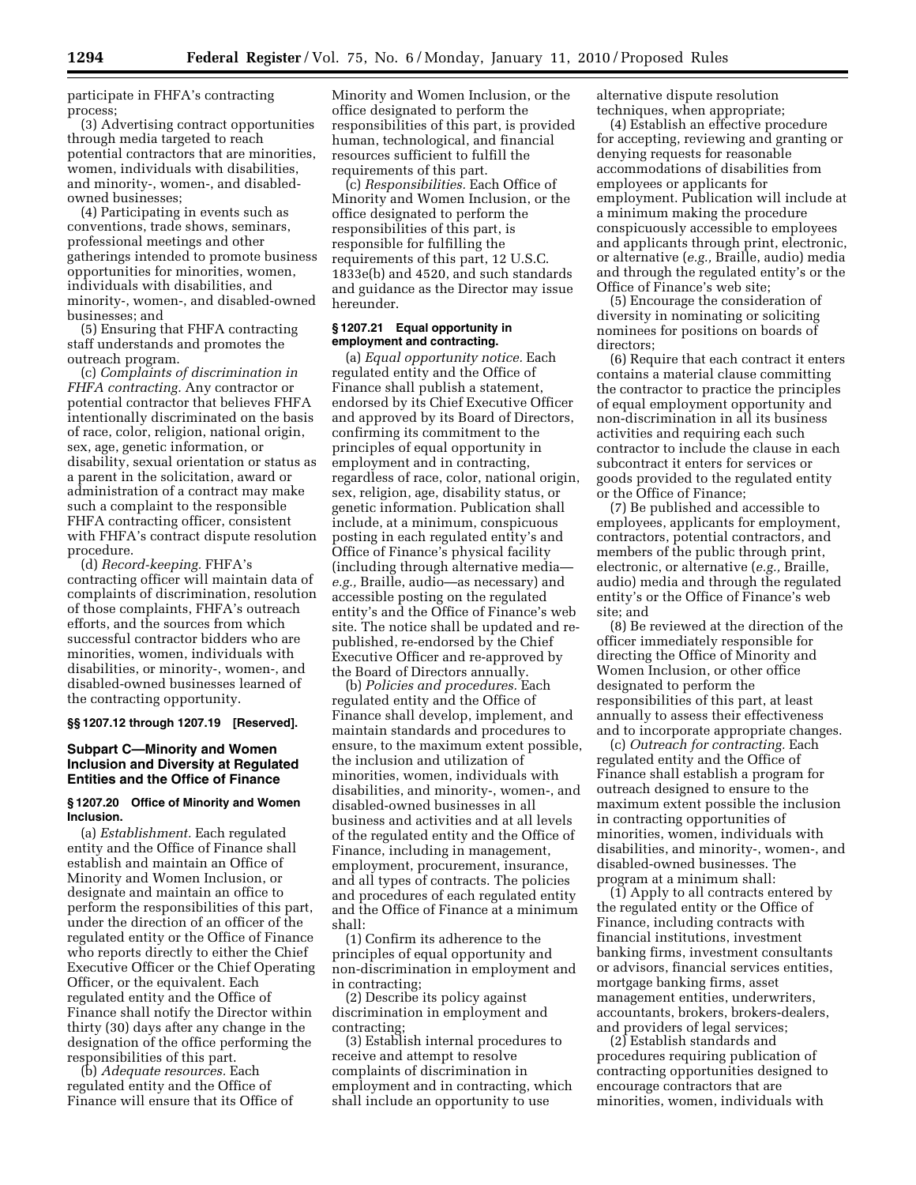participate in FHFA's contracting process;

(3) Advertising contract opportunities through media targeted to reach potential contractors that are minorities, women, individuals with disabilities, and minority-, women-, and disabled-owned businesses;

(4) Participating in events such as conventions, trade shows, seminars, professional meetings and other gatherings intended to promote business opportunities for minorities, women, individuals with disabilities, and minority-, women-, and disabled-owned businesses; and

(5) Ensuring that FHFA contracting staff understands and promotes the outreach program.

(c) *Complaints of discrimination in FHFA contracting.* Any contractor or potential contractor that believes FHFA intentionally discriminated on the basis of race, color, religion, national origin, sex, age, genetic information, or disability, sexual orientation or status as a parent in the solicitation, award or administration of a contract may make such a complaint to the responsible FHFA contracting officer, consistent with FHFA's contract dispute resolution procedure.

(d) *Record-keeping.* FHFA's contracting officer will maintain data of complaints of discrimination, resolution of those complaints, FHFA's outreach efforts, and the sources from which successful contractor bidders who are minorities, women, individuals with disabilities, or minority-, women-, and disabled-owned businesses learned of the contracting opportunity.

**§§ 1207.12 through 1207.19 [Reserved].**

## Subpart C—Minority and Women Inclusion and Diversity at Regulated Entities and the Office of Finance

**§ 1207.20 Office of Minority and Women Inclusion.**

(a) *Establishment.* Each regulated entity and the Office of Finance shall establish and maintain an Office of Minority and Women Inclusion, or designate and maintain an office to perform the responsibilities of this part, under the direction of an officer of the regulated entity or the Office of Finance who reports directly to either the Chief Executive Officer or the Chief Operating Officer, or the equivalent. Each regulated entity and the Office of Finance shall notify the Director within thirty (30) days after any change in the designation of the office performing the responsibilities of this part.

(b) *Adequate resources.* Each regulated entity and the Office of Finance will ensure that its Office of Minority and Women Inclusion, or the office designated to perform the responsibilities of this part, is provided human, technological, and financial resources sufficient to fulfill the requirements of this part.

(c) *Responsibilities.* Each Office of Minority and Women Inclusion, or the office designated to perform the responsibilities of this part, is responsible for fulfilling the requirements of this part, 12 U.S.C. 1833e(b) and 4520, and such standards and guidance as the Director may issue hereunder.

**§ 1207.21 Equal opportunity in employment and contracting.**

(a) *Equal opportunity notice.* Each regulated entity and the Office of Finance shall publish a statement, endorsed by its Chief Executive Officer and approved by its Board of Directors, confirming its commitment to the principles of equal opportunity in employment and in contracting, regardless of race, color, national origin, sex, religion, age, disability status, or genetic information. Publication shall include, at a minimum, conspicuous posting in each regulated entity's and Office of Finance's physical facility (including through alternative media—*e.g.,* Braille, audio—as necessary) and accessible posting on the regulated entity's and the Office of Finance's web site. The notice shall be updated and re-published, re-endorsed by the Chief Executive Officer and re-approved by the Board of Directors annually.

(b) *Policies and procedures.* Each regulated entity and the Office of Finance shall develop, implement, and maintain standards and procedures to ensure, to the maximum extent possible, the inclusion and utilization of minorities, women, individuals with disabilities, and minority-, women-, and disabled-owned businesses in all business and activities and at all levels of the regulated entity and the Office of Finance, including in management, employment, procurement, insurance, and all types of contracts. The policies and procedures of each regulated entity and the Office of Finance at a minimum shall:

(1) Confirm its adherence to the principles of equal opportunity and non-discrimination in employment and in contracting;

(2) Describe its policy against discrimination in employment and contracting;

(3) Establish internal procedures to receive and attempt to resolve complaints of discrimination in employment and in contracting, which shall include an opportunity to use alternative dispute resolution techniques, when appropriate;

(4) Establish an effective procedure for accepting, reviewing and granting or denying requests for reasonable accommodations of disabilities from employees or applicants for employment. Publication will include at a minimum making the procedure conspicuously accessible to employees and applicants through print, electronic, or alternative (*e.g.,* Braille, audio) media and through the regulated entity's or the Office of Finance's web site;

(5) Encourage the consideration of diversity in nominating or soliciting nominees for positions on boards of directors;

(6) Require that each contract it enters contains a material clause committing the contractor to practice the principles of equal employment opportunity and non-discrimination in all its business activities and requiring each such contractor to include the clause in each subcontract it enters for services or goods provided to the regulated entity or the Office of Finance;

(7) Be published and accessible to employees, applicants for employment, contractors, potential contractors, and members of the public through print, electronic, or alternative (*e.g.,* Braille, audio) media and through the regulated entity's or the Office of Finance's web site; and

(8) Be reviewed at the direction of the officer immediately responsible for directing the Office of Minority and Women Inclusion, or other office designated to perform the responsibilities of this part, at least annually to assess their effectiveness and to incorporate appropriate changes.

(c) *Outreach for contracting.* Each regulated entity and the Office of Finance shall establish a program for outreach designed to ensure to the maximum extent possible the inclusion in contracting opportunities of minorities, women, individuals with disabilities, and minority-, women-, and disabled-owned businesses. The program at a minimum shall:

(1) Apply to all contracts entered by the regulated entity or the Office of Finance, including contracts with financial institutions, investment banking firms, investment consultants or advisors, financial services entities, mortgage banking firms, asset management entities, underwriters, accountants, brokers, brokers-dealers, and providers of legal services;

(2) Establish standards and procedures requiring publication of contracting opportunities designed to encourage contractors that are minorities, women, individuals with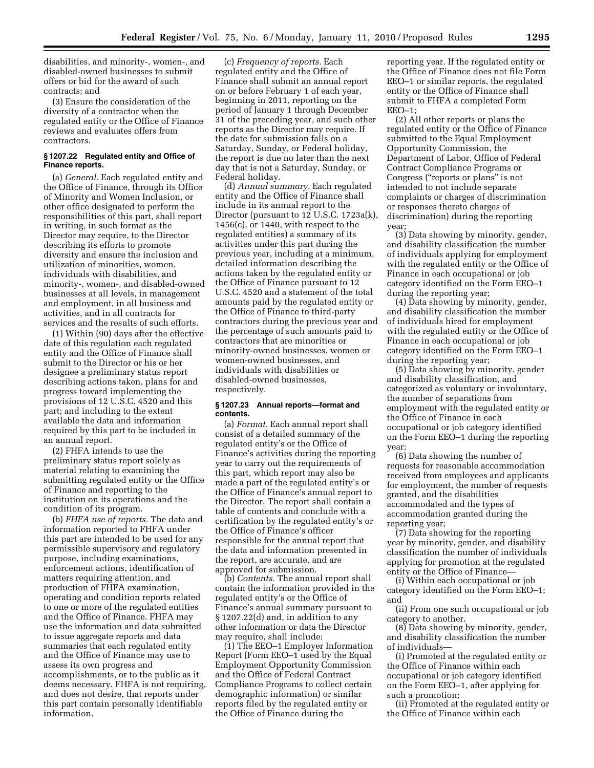disabilities, and minority-, women-, and disabled-owned businesses to submit offers or bid for the award of such contracts; and

(3) Ensure the consideration of the diversity of a contractor when the regulated entity or the Office of Finance reviews and evaluates offers from contractors.

### § 1207.22 Regulated entity and Office of Finance reports.

(a) *General.* Each regulated entity and the Office of Finance, through its Office of Minority and Women Inclusion, or other office designated to perform the responsibilities of this part, shall report in writing, in such format as the Director may require, to the Director describing its efforts to promote diversity and ensure the inclusion and utilization of minorities, women, individuals with disabilities, and minority-, women-, and disabled-owned businesses at all levels, in management and employment, in all business and activities, and in all contracts for services and the results of such efforts.

(1) Within (90) days after the effective date of this regulation each regulated entity and the Office of Finance shall submit to the Director or his or her designee a preliminary status report describing actions taken, plans for and progress toward implementing the provisions of 12 U.S.C. 4520 and this part; and including to the extent available the data and information required by this part to be included in an annual report.

(2) FHFA intends to use the preliminary status report solely as material relating to examining the submitting regulated entity or the Office of Finance and reporting to the institution on its operations and the condition of its program.

(b) *FHFA use of reports.* The data and information reported to FHFA under this part are intended to be used for any permissible supervisory and regulatory purpose, including examinations, enforcement actions, identification of matters requiring attention, and production of FHFA examination, operating and condition reports related to one or more of the regulated entities and the Office of Finance. FHFA may use the information and data submitted to issue aggregate reports and data summaries that each regulated entity and the Office of Finance may use to assess its own progress and accomplishments, or to the public as it deems necessary. FHFA is not requiring, and does not desire, that reports under this part contain personally identifiable information.

(c) *Frequency of reports.* Each regulated entity and the Office of Finance shall submit an annual report on or before February 1 of each year, beginning in 2011, reporting on the period of January 1 through December 31 of the preceding year, and such other reports as the Director may require. If the date for submission falls on a Saturday, Sunday, or Federal holiday, the report is due no later than the next day that is not a Saturday, Sunday, or Federal holiday.

(d) *Annual summary.* Each regulated entity and the Office of Finance shall include in its annual report to the Director (pursuant to 12 U.S.C. 1723a(k), 1456(c), or 1440, with respect to the regulated entities) a summary of its activities under this part during the previous year, including at a minimum, detailed information describing the actions taken by the regulated entity or the Office of Finance pursuant to 12 U.S.C. 4520 and a statement of the total amounts paid by the regulated entity or the Office of Finance to third-party contractors during the previous year and the percentage of such amounts paid to contractors that are minorities or minority-owned businesses, women or women-owned businesses, and individuals with disabilities or disabled-owned businesses, respectively.

### § 1207.23 Annual reports—format and contents.

(a) *Format.* Each annual report shall consist of a detailed summary of the regulated entity's or the Office of Finance's activities during the reporting year to carry out the requirements of this part, which report may also be made a part of the regulated entity's or the Office of Finance's annual report to the Director. The report shall contain a table of contents and conclude with a certification by the regulated entity's or the Office of Finance's officer responsible for the annual report that the data and information presented in the report, are accurate, and are approved for submission.

(b) *Contents.* The annual report shall contain the information provided in the regulated entity's or the Office of Finance's annual summary pursuant to § 1207.22(d) and, in addition to any other information or data the Director may require, shall include:

(1) The EEO–1 Employer Information Report (Form EEO–1 used by the Equal Employment Opportunity Commission and the Office of Federal Contract Compliance Programs to collect certain demographic information) or similar reports filed by the regulated entity or the Office of Finance during the reporting year. If the regulated entity or the Office of Finance does not file Form EEO–1 or similar reports, the regulated entity or the Office of Finance shall submit to FHFA a completed Form EEO–1;

(2) All other reports or plans the regulated entity or the Office of Finance submitted to the Equal Employment Opportunity Commission, the Department of Labor, Office of Federal Contract Compliance Programs or Congress ("reports or plans" is not intended to not include separate complaints or charges of discrimination or responses thereto charges of discrimination) during the reporting year;

(3) Data showing by minority, gender, and disability classification the number of individuals applying for employment with the regulated entity or the Office of Finance in each occupational or job category identified on the Form EEO–1 during the reporting year;

(4) Data showing by minority, gender, and disability classification the number of individuals hired for employment with the regulated entity or the Office of Finance in each occupational or job category identified on the Form EEO–1 during the reporting year;

(5) Data showing by minority, gender and disability classification, and categorized as voluntary or involuntary, the number of separations from employment with the regulated entity or the Office of Finance in each occupational or job category identified on the Form EEO–1 during the reporting year;

(6) Data showing the number of requests for reasonable accommodation received from employees and applicants for employment, the number of requests granted, and the disabilities accommodated and the types of accommodation granted during the reporting year;

(7) Data showing for the reporting year by minority, gender, and disability classification the number of individuals applying for promotion at the regulated entity or the Office of Finance—

(i) Within each occupational or job category identified on the Form EEO–1; and

(ii) From one such occupational or job category to another.

(8) Data showing by minority, gender, and disability classification the number of individuals—

(i) Promoted at the regulated entity or the Office of Finance within each occupational or job category identified on the Form EEO–1, after applying for such a promotion;

(ii) Promoted at the regulated entity or the Office of Finance within each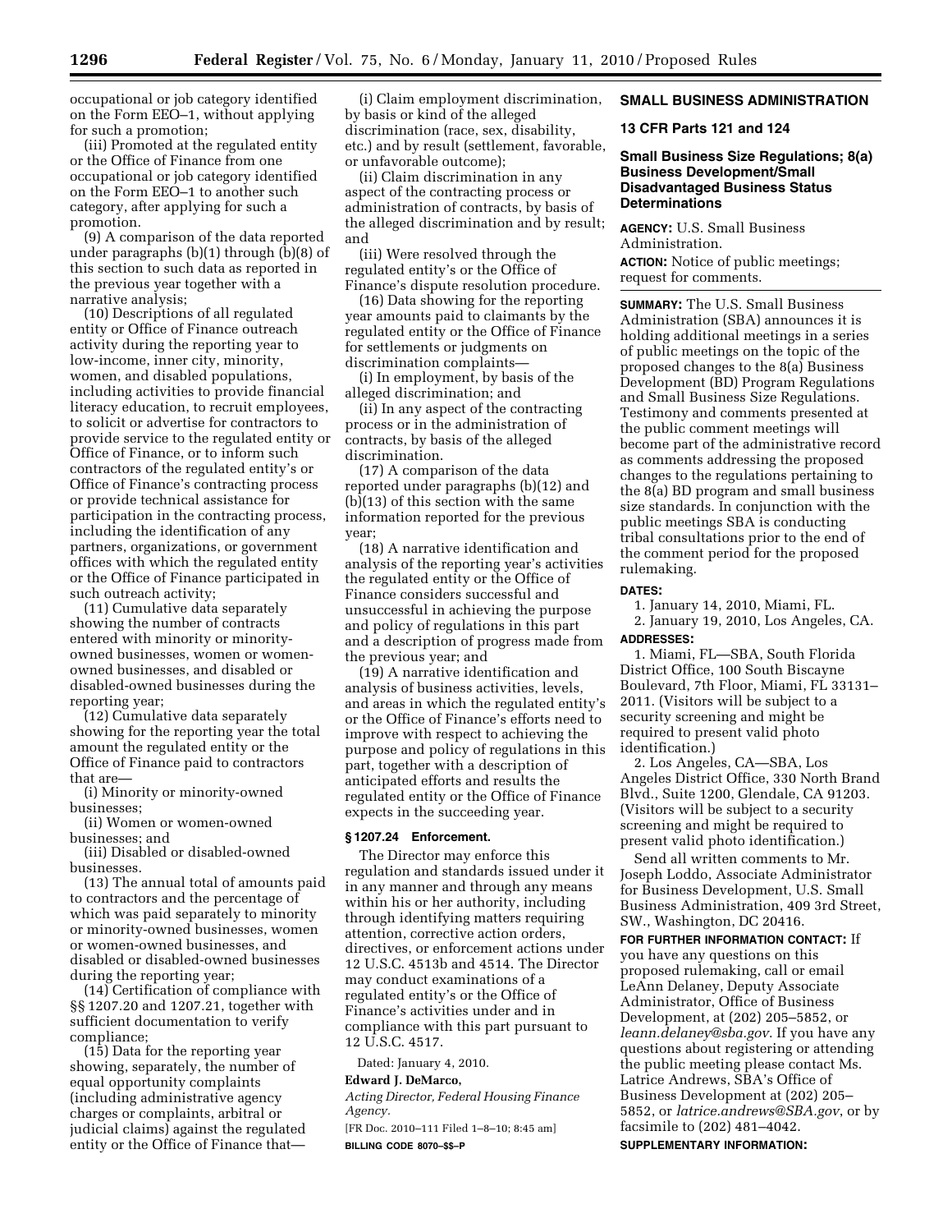occupational or job category identified on the Form EEO–1, without applying for such a promotion;

(iii) Promoted at the regulated entity or the Office of Finance from one occupational or job category identified on the Form EEO–1 to another such category, after applying for such a promotion.

(9) A comparison of the data reported under paragraphs (b)(1) through (b)(8) of this section to such data as reported in the previous year together with a narrative analysis;

(10) Descriptions of all regulated entity or Office of Finance outreach activity during the reporting year to low-income, inner city, minority, women, and disabled populations, including activities to provide financial literacy education, to recruit employees, to solicit or advertise for contractors to provide service to the regulated entity or Office of Finance, or to inform such contractors of the regulated entity's or Office of Finance's contracting process or provide technical assistance for participation in the contracting process, including the identification of any partners, organizations, or government offices with which the regulated entity or the Office of Finance participated in such outreach activity;

(11) Cumulative data separately showing the number of contracts entered with minority or minority-owned businesses, women or women-owned businesses, and disabled or disabled-owned businesses during the reporting year;

(12) Cumulative data separately showing for the reporting year the total amount the regulated entity or the Office of Finance paid to contractors that are—

(i) Minority or minority-owned businesses;

(ii) Women or women-owned businesses; and

(iii) Disabled or disabled-owned businesses.

(13) The annual total of amounts paid to contractors and the percentage of which was paid separately to minority or minority-owned businesses, women or women-owned businesses, and disabled or disabled-owned businesses during the reporting year;

(14) Certification of compliance with §§ 1207.20 and 1207.21, together with sufficient documentation to verify compliance;

(15) Data for the reporting year showing, separately, the number of equal opportunity complaints (including administrative agency charges or complaints, arbitral or judicial claims) against the regulated entity or the Office of Finance that—

(i) Claim employment discrimination, by basis or kind of the alleged discrimination (race, sex, disability, etc.) and by result (settlement, favorable, or unfavorable outcome);

(ii) Claim discrimination in any aspect of the contracting process or administration of contracts, by basis of the alleged discrimination and by result; and

(iii) Were resolved through the regulated entity's or the Office of Finance's dispute resolution procedure.

(16) Data showing for the reporting year amounts paid to claimants by the regulated entity or the Office of Finance for settlements or judgments on discrimination complaints—

(i) In employment, by basis of the alleged discrimination; and

(ii) In any aspect of the contracting process or in the administration of contracts, by basis of the alleged discrimination.

(17) A comparison of the data reported under paragraphs (b)(12) and (b)(13) of this section with the same information reported for the previous year;

(18) A narrative identification and analysis of the reporting year's activities the regulated entity or the Office of Finance considers successful and unsuccessful in achieving the purpose and policy of regulations in this part and a description of progress made from the previous year; and

(19) A narrative identification and analysis of business activities, levels, and areas in which the regulated entity's or the Office of Finance's efforts need to improve with respect to achieving the purpose and policy of regulations in this part, together with a description of anticipated efforts and results the regulated entity or the Office of Finance expects in the succeeding year.

### § 1207.24 Enforcement.

The Director may enforce this regulation and standards issued under it in any manner and through any means within his or her authority, including through identifying matters requiring attention, corrective action orders, directives, or enforcement actions under 12 U.S.C. 4513b and 4514. The Director may conduct examinations of a regulated entity's or the Office of Finance's activities under and in compliance with this part pursuant to 12 U.S.C. 4517.

Dated: January 4, 2010.

**Edward J. DeMarco,**

*Acting Director, Federal Housing Finance Agency.*

[FR Doc. 2010–111 Filed 1–8–10; 8:45 am]

**BILLING CODE 8070–$$–P**

## SMALL BUSINESS ADMINISTRATION

### 13 CFR Parts 121 and 124

### Small Business Size Regulations; 8(a) Business Development/Small Disadvantaged Business Status Determinations

**AGENCY:** U.S. Small Business Administration.

**ACTION:** Notice of public meetings; request for comments.

**SUMMARY:** The U.S. Small Business Administration (SBA) announces it is holding additional meetings in a series of public meetings on the topic of the proposed changes to the 8(a) Business Development (BD) Program Regulations and Small Business Size Regulations. Testimony and comments presented at the public comment meetings will become part of the administrative record as comments addressing the proposed changes to the regulations pertaining to the 8(a) BD program and small business size standards. In conjunction with the public meetings SBA is conducting tribal consultations prior to the end of the comment period for the proposed rulemaking.

**DATES:**

1. January 14, 2010, Miami, FL.
2. January 19, 2010, Los Angeles, CA.

**ADDRESSES:**

1. Miami, FL—SBA, South Florida District Office, 100 South Biscayne Boulevard, 7th Floor, Miami, FL 33131–2011. (Visitors will be subject to a security screening and might be required to present valid photo identification.)
2. Los Angeles, CA—SBA, Los Angeles District Office, 330 North Brand Blvd., Suite 1200, Glendale, CA 91203. (Visitors will be subject to a security screening and might be required to present valid photo identification.)

Send all written comments to Mr. Joseph Loddo, Associate Administrator for Business Development, U.S. Small Business Administration, 409 3rd Street, SW., Washington, DC 20416.

**FOR FURTHER INFORMATION CONTACT:** If you have any questions on this proposed rulemaking, call or email LeAnn Delaney, Deputy Associate Administrator, Office of Business Development, at (202) 205–5852, or *leann.delaney@sba.gov*. If you have any questions about registering or attending the public meeting please contact Ms. Latrice Andrews, SBA's Office of Business Development at (202) 205–5852, or *latrice.andrews@SBA.gov*, or by facsimile to (202) 481–4042.

**SUPPLEMENTARY INFORMATION:**